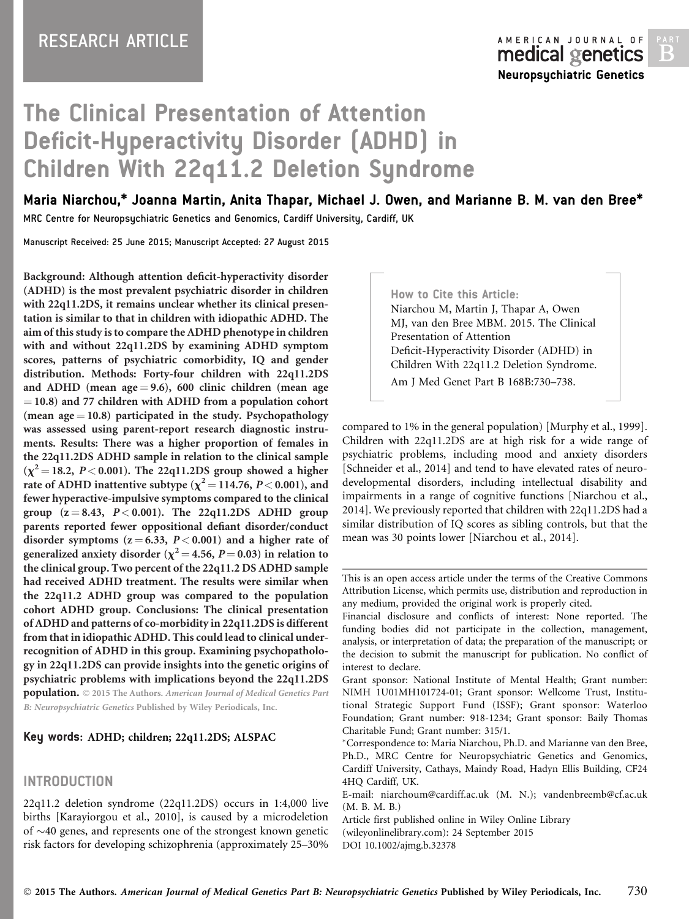RESEARCH ARTICLE

# The Clinical Presentation of Attention Deficit-Hyperactivity Disorder (ADHD) in Children With 22q11.2 Deletion Syndrome

**Maria Niarchou,* Joanna Martin, Anita Thapar, Michael J. Owen, and Marianne B. M. van den Bree***

MRC Centre for Neuropsychiatric Genetics and Genomics, Cardiff University, Cardiff, UK

Manuscript Received: 25 June 2015; Manuscript Accepted: 27 August 2015

**Background: Although attention deficit-hyperactivity disorder (ADHD) is the most prevalent psychiatric disorder in children with 22q11.2DS, it remains unclear whether its clinical presentation is similar to that in children with idiopathic ADHD. The aim of this study is to compare the ADHD phenotype in children with and without 22q11.2DS by examining ADHD symptom scores, patterns of psychiatric comorbidity, IQ and gender distribution. Methods: Forty-four children with 22q11.2DS and ADHD (mean age = 9.6), 600 clinic children (mean age = 10.8) and 77 children with ADHD from a population cohort (mean age = 10.8) participated in the study. Psychopathology was assessed using parent-report research diagnostic instruments. Results: There was a higher proportion of females in the 22q11.2DS ADHD sample in relation to the clinical sample ($\chi^2 = 18.2$, $P < 0.001$). The 22q11.2DS group showed a higher rate of ADHD inattentive subtype ($\chi^2 = 114.76$, $P < 0.001$), and fewer hyperactive-impulsive symptoms compared to the clinical group ($z = 8.43$, $P < 0.001$). The 22q11.2DS ADHD group parents reported fewer oppositional defiant disorder/conduct disorder symptoms ($z = 6.33$, $P < 0.001$) and a higher rate of generalized anxiety disorder ($\chi^2 = 4.56$, $P = 0.03$) in relation to the clinical group. Two percent of the 22q11.2 DS ADHD sample had received ADHD treatment. The results were similar when the 22q11.2 ADHD group was compared to the population cohort ADHD group. Conclusions: The clinical presentation of ADHD and patterns of co-morbidity in 22q11.2DS is different from that in idiopathic ADHD. This could lead to clinical under-recognition of ADHD in this group. Examining psychopathology in 22q11.2DS can provide insights into the genetic origins of psychiatric problems with implications beyond the 22q11.2DS population.** © 2015 The Authors. *American Journal of Medical Genetics Part B: Neuropsychiatric Genetics* Published by Wiley Periodicals, Inc.

**Key words**: ADHD; children; 22q11.2DS; ALSPAC

**How to Cite this Article:**
Niarchou M, Martin J, Thapar A, Owen MJ, van den Bree MBM. 2015. The Clinical Presentation of Attention Deficit-Hyperactivity Disorder (ADHD) in Children With 22q11.2 Deletion Syndrome.
Am J Med Genet Part B 168B:730–738.

## INTRODUCTION

22q11.2 deletion syndrome (22q11.2DS) occurs in 1:4,000 live births [Karayiorgou et al., 2010], is caused by a microdeletion of ~40 genes, and represents one of the strongest known genetic risk factors for developing schizophrenia (approximately 25–30% compared to 1% in the general population) [Murphy et al., 1999]. Children with 22q11.2DS are at high risk for a wide range of psychiatric problems, including mood and anxiety disorders [Schneider et al., 2014] and tend to have elevated rates of neurodevelopmental disorders, including intellectual disability and impairments in a range of cognitive functions [Niarchou et al., 2014]. We previously reported that children with 22q11.2DS had a similar distribution of IQ scores as sibling controls, but that the mean was 30 points lower [Niarchou et al., 2014].

This is an open access article under the terms of the Creative Commons Attribution License, which permits use, distribution and reproduction in any medium, provided the original work is properly cited.

Financial disclosure and conflicts of interest: None reported. The funding bodies did not participate in the collection, management, analysis, or interpretation of data; the preparation of the manuscript; or the decision to submit the manuscript for publication. No conflict of interest to declare.

Grant sponsor: National Institute of Mental Health; Grant number: NIMH 1U01MH101724-01; Grant sponsor: Wellcome Trust, Institutional Strategic Support Fund (ISSF); Grant sponsor: Waterloo Foundation; Grant number: 918-1234; Grant sponsor: Baily Thomas Charitable Fund; Grant number: 315/1.

*Correspondence to: Maria Niarchou, Ph.D. and Marianne van den Bree, Ph.D., MRC Centre for Neuropsychiatric Genetics and Genomics, Cardiff University, Cathays, Maindy Road, Hadyn Ellis Building, CF24 4HQ Cardiff, UK.

E-mail: niarchoum@cardiff.ac.uk (M. N.); vandenbreemb@cf.ac.uk (M. B. M. B.)

Article first published online in Wiley Online Library (wileyonlinelibrary.com): 24 September 2015

DOI 10.1002/ajmg.b.32378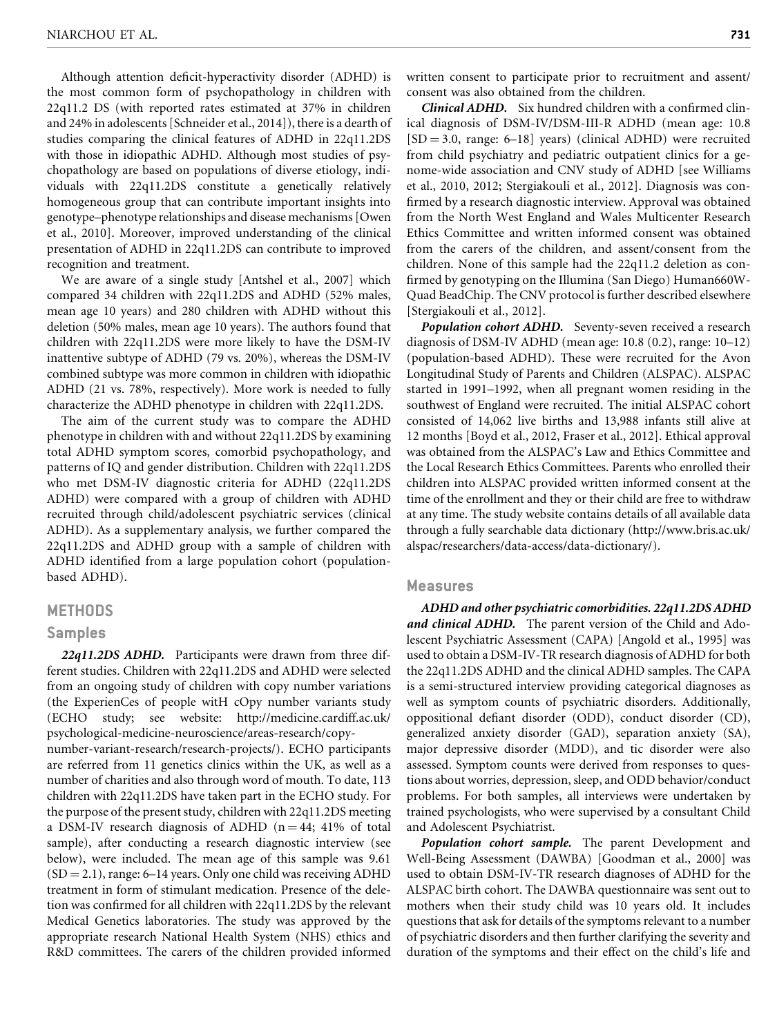Although attention deficit-hyperactivity disorder (ADHD) is the most common form of psychopathology in children with 22q11.2 DS (with reported rates estimated at 37% in children and 24% in adolescents [Schneider et al., 2014]), there is a dearth of studies comparing the clinical features of ADHD in 22q11.2DS with those in idiopathic ADHD. Although most studies of psychopathology are based on populations of diverse etiology, individuals with 22q11.2DS constitute a genetically relatively homogeneous group that can contribute important insights into genotype–phenotype relationships and disease mechanisms [Owen et al., 2010]. Moreover, improved understanding of the clinical presentation of ADHD in 22q11.2DS can contribute to improved recognition and treatment.

We are aware of a single study [Antshel et al., 2007] which compared 34 children with 22q11.2DS and ADHD (52% males, mean age 10 years) and 280 children with ADHD without this deletion (50% males, mean age 10 years). The authors found that children with 22q11.2DS were more likely to have the DSM-IV inattentive subtype of ADHD (79 vs. 20%), whereas the DSM-IV combined subtype was more common in children with idiopathic ADHD (21 vs. 78%, respectively). More work is needed to fully characterize the ADHD phenotype in children with 22q11.2DS.

The aim of the current study was to compare the ADHD phenotype in children with and without 22q11.2DS by examining total ADHD symptom scores, comorbid psychopathology, and patterns of IQ and gender distribution. Children with 22q11.2DS who met DSM-IV diagnostic criteria for ADHD (22q11.2DS ADHD) were compared with a group of children with ADHD recruited through child/adolescent psychiatric services (clinical ADHD). As a supplementary analysis, we further compared the 22q11.2DS and ADHD group with a sample of children with ADHD identified from a large population cohort (population-based ADHD).

## METHODS

### Samples

***22q11.2DS ADHD.*** Participants were drawn from three different studies. Children with 22q11.2DS and ADHD were selected from an ongoing study of children with copy number variations (the ExperienCes of people witH cOpy number variants study (ECHO study; see website: http://medicine.cardiff.ac.uk/psychological-medicine-neuroscience/areas-research/copy-number-variant-research/research-projects/). ECHO participants are referred from 11 genetics clinics within the UK, as well as a number of charities and also through word of mouth. To date, 113 children with 22q11.2DS have taken part in the ECHO study. For the purpose of the present study, children with 22q11.2DS meeting a DSM-IV research diagnosis of ADHD ($n = 44$; 41% of total sample), after conducting a research diagnostic interview (see below), were included. The mean age of this sample was 9.61 ($SD = 2.1$), range: 6–14 years. Only one child was receiving ADHD treatment in form of stimulant medication. Presence of the deletion was confirmed for all children with 22q11.2DS by the relevant Medical Genetics laboratories. The study was approved by the appropriate research National Health System (NHS) ethics and R&D committees. The carers of the children provided informed written consent to participate prior to recruitment and assent/consent was also obtained from the children.

***Clinical ADHD.*** Six hundred children with a confirmed clinical diagnosis of DSM-IV/DSM-III-R ADHD (mean age: 10.8 [$SD = 3.0$, range: 6–18] years) (clinical ADHD) were recruited from child psychiatry and pediatric outpatient clinics for a genome-wide association and CNV study of ADHD [see Williams et al., 2010, 2012; Stergiakouli et al., 2012]. Diagnosis was confirmed by a research diagnostic interview. Approval was obtained from the North West England and Wales Multicenter Research Ethics Committee and written informed consent was obtained from the carers of the children, and assent/consent from the children. None of this sample had the 22q11.2 deletion as confirmed by genotyping on the Illumina (San Diego) Human660W-Quad BeadChip. The CNV protocol is further described elsewhere [Stergiakouli et al., 2012].

***Population cohort ADHD.*** Seventy-seven received a research diagnosis of DSM-IV ADHD (mean age: 10.8 (0.2), range: 10–12) (population-based ADHD). These were recruited for the Avon Longitudinal Study of Parents and Children (ALSPAC). ALSPAC started in 1991–1992, when all pregnant women residing in the southwest of England were recruited. The initial ALSPAC cohort consisted of 14,062 live births and 13,988 infants still alive at 12 months [Boyd et al., 2012, Fraser et al., 2012]. Ethical approval was obtained from the ALSPAC's Law and Ethics Committee and the Local Research Ethics Committees. Parents who enrolled their children into ALSPAC provided written informed consent at the time of the enrollment and they or their child are free to withdraw at any time. The study website contains details of all available data through a fully searchable data dictionary (http://www.bris.ac.uk/alspac/researchers/data-access/data-dictionary/).

### Measures

***ADHD and other psychiatric comorbidities. 22q11.2DS ADHD and clinical ADHD.*** The parent version of the Child and Adolescent Psychiatric Assessment (CAPA) [Angold et al., 1995] was used to obtain a DSM-IV-TR research diagnosis of ADHD for both the 22q11.2DS ADHD and the clinical ADHD samples. The CAPA is a semi-structured interview providing categorical diagnoses as well as symptom counts of psychiatric disorders. Additionally, oppositional defiant disorder (ODD), conduct disorder (CD), generalized anxiety disorder (GAD), separation anxiety (SA), major depressive disorder (MDD), and tic disorder were also assessed. Symptom counts were derived from responses to questions about worries, depression, sleep, and ODD behavior/conduct problems. For both samples, all interviews were undertaken by trained psychologists, who were supervised by a consultant Child and Adolescent Psychiatrist.

***Population cohort sample.*** The parent Development and Well-Being Assessment (DAWBA) [Goodman et al., 2000] was used to obtain DSM-IV-TR research diagnoses of ADHD for the ALSPAC birth cohort. The DAWBA questionnaire was sent out to mothers when their study child was 10 years old. It includes questions that ask for details of the symptoms relevant to a number of psychiatric disorders and then further clarifying the severity and duration of the symptoms and their effect on the child's life and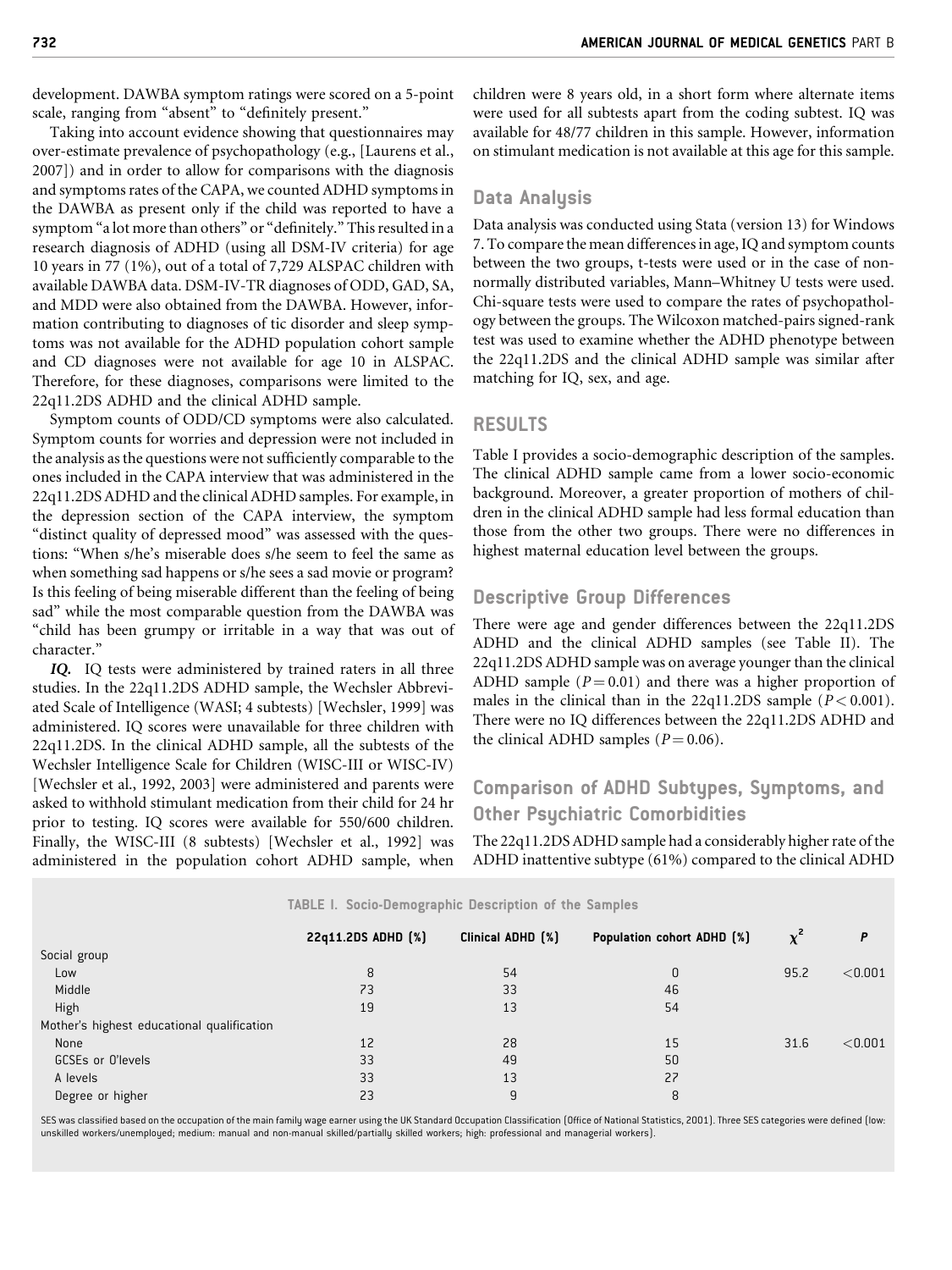development. DAWBA symptom ratings were scored on a 5-point scale, ranging from "absent" to "definitely present."

Taking into account evidence showing that questionnaires may over-estimate prevalence of psychopathology (e.g., [Laurens et al., 2007]) and in order to allow for comparisons with the diagnosis and symptoms rates of the CAPA, we counted ADHD symptoms in the DAWBA as present only if the child was reported to have a symptom "a lot more than others" or "definitely." This resulted in a research diagnosis of ADHD (using all DSM-IV criteria) for age 10 years in 77 (1%), out of a total of 7,729 ALSPAC children with available DAWBA data. DSM-IV-TR diagnoses of ODD, GAD, SA, and MDD were also obtained from the DAWBA. However, information contributing to diagnoses of tic disorder and sleep symptoms was not available for the ADHD population cohort sample and CD diagnoses were not available for age 10 in ALSPAC. Therefore, for these diagnoses, comparisons were limited to the 22q11.2DS ADHD and the clinical ADHD sample.

Symptom counts of ODD/CD symptoms were also calculated. Symptom counts for worries and depression were not included in the analysis as the questions were not sufficiently comparable to the ones included in the CAPA interview that was administered in the 22q11.2DS ADHD and the clinical ADHD samples. For example, in the depression section of the CAPA interview, the symptom "distinct quality of depressed mood" was assessed with the questions: "When s/he's miserable does s/he seem to feel the same as when something sad happens or s/he sees a sad movie or program? Is this feeling of being miserable different than the feeling of being sad" while the most comparable question from the DAWBA was "child has been grumpy or irritable in a way that was out of character."

***IQ.*** IQ tests were administered by trained raters in all three studies. In the 22q11.2DS ADHD sample, the Wechsler Abbreviated Scale of Intelligence (WASI; 4 subtests) [Wechsler, 1999] was administered. IQ scores were unavailable for three children with 22q11.2DS. In the clinical ADHD sample, all the subtests of the Wechsler Intelligence Scale for Children (WISC-III or WISC-IV) [Wechsler et al., 1992, 2003] were administered and parents were asked to withhold stimulant medication from their child for 24 hr prior to testing. IQ scores were available for 550/600 children. Finally, the WISC-III (8 subtests) [Wechsler et al., 1992] was administered in the population cohort ADHD sample, when children were 8 years old, in a short form where alternate items were used for all subtests apart from the coding subtest. IQ was available for 48/77 children in this sample. However, information on stimulant medication is not available at this age for this sample.

## Data Analysis

Data analysis was conducted using Stata (version 13) for Windows 7. To compare the mean differences in age, IQ and symptom counts between the two groups, t-tests were used or in the case of non-normally distributed variables, Mann–Whitney U tests were used. Chi-square tests were used to compare the rates of psychopathology between the groups. The Wilcoxon matched-pairs signed-rank test was used to examine whether the ADHD phenotype between the 22q11.2DS and the clinical ADHD sample was similar after matching for IQ, sex, and age.

# RESULTS

Table I provides a socio-demographic description of the samples. The clinical ADHD sample came from a lower socio-economic background. Moreover, a greater proportion of mothers of children in the clinical ADHD sample had less formal education than those from the other two groups. There were no differences in highest maternal education level between the groups.

## Descriptive Group Differences

There were age and gender differences between the 22q11.2DS ADHD and the clinical ADHD samples (see Table II). The 22q11.2DS ADHD sample was on average younger than the clinical ADHD sample ($P = 0.01$) and there was a higher proportion of males in the clinical than in the 22q11.2DS sample ($P < 0.001$). There were no IQ differences between the 22q11.2DS ADHD and the clinical ADHD samples ($P = 0.06$).

## Comparison of ADHD Subtypes, Symptoms, and Other Psychiatric Comorbidities

The 22q11.2DS ADHD sample had a considerably higher rate of the ADHD inattentive subtype (61%) compared to the clinical ADHD

**TABLE I. Socio-Demographic Description of the Samples**

| | 22q11.2DS ADHD (%) | Clinical ADHD (%) | Population cohort ADHD (%) | $\chi^2$ | $P$ |
|---|---|---|---|---|---|
| Social group | | | | | |
| Low | 8 | 54 | 0 | 95.2 | <0.001 |
| Middle | 73 | 33 | 46 | | |
| High | 19 | 13 | 54 | | |
| Mother's highest educational qualification | | | | | |
| None | 12 | 28 | 15 | 31.6 | <0.001 |
| GCSEs or O'levels | 33 | 49 | 50 | | |
| A levels | 33 | 13 | 27 | | |
| Degree or higher | 23 | 9 | 8 | | |

SES was classified based on the occupation of the main family wage earner using the UK Standard Occupation Classification (Office of National Statistics, 2001). Three SES categories were defined (low: unskilled workers/unemployed; medium: manual and non-manual skilled/partially skilled workers; high: professional and managerial workers).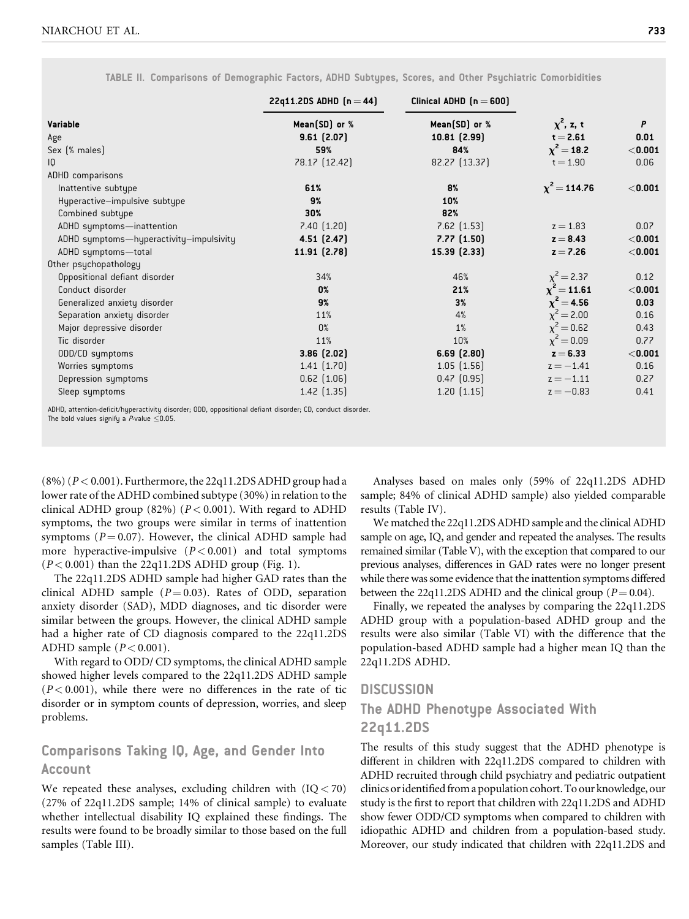**TABLE II. Comparisons of Demographic Factors, ADHD Subtypes, Scores, and Other Psychiatric Comorbidities**

| | 22q11.2DS ADHD (n = 44) | Clinical ADHD (n = 600) | | |
|---|---|---|---|---|
| **Variable** | **Mean(SD) or %** | **Mean(SD) or %** | **$\chi^2$, z, t** | ***P*** |
| Age | **9.61 (2.07)** | **10.81 (2.99)** | **t = 2.61** | **0.01** |
| Sex (% males) | **59%** | **84%** | **$\chi^2 = 18.2$** | **<0.001** |
| IQ | 78.17 (12.42) | 82.27 (13.37) | t = 1.90 | 0.06 |
| ADHD comparisons | | | | |
| Inattentive subtype | **61%** | **8%** | **$\chi^2 = 114.76$** | **<0.001** |
| Hyperactive–impulsive subtype | **9%** | **10%** | | |
| Combined subtype | **30%** | **82%** | | |
| ADHD symptoms—inattention | 7.40 (1.20) | 7.62 (1.53) | z = 1.83 | 0.07 |
| ADHD symptoms—hyperactivity–impulsivity | **4.51 (2.47)** | **7.77 (1.50)** | **z = 8.43** | **<0.001** |
| ADHD symptoms—total | **11.91 (2.78)** | **15.39 (2.33)** | **z = 7.26** | **<0.001** |
| Other psychopathology | | | | |
| Oppositional defiant disorder | 34% | 46% | $\chi^2 = 2.37$ | 0.12 |
| Conduct disorder | **0%** | **21%** | **$\chi^2 = 11.61$** | **<0.001** |
| Generalized anxiety disorder | **9%** | **3%** | **$\chi^2 = 4.56$** | **0.03** |
| Separation anxiety disorder | 11% | 4% | $\chi^2 = 2.00$ | 0.16 |
| Major depressive disorder | 0% | 1% | $\chi^2 = 0.62$ | 0.43 |
| Tic disorder | 11% | 10% | $\chi^2 = 0.09$ | 0.77 |
| ODD/CD symptoms | **3.86 (2.02)** | **6.69 (2.80)** | **z = 6.33** | **<0.001** |
| Worries symptoms | 1.41 (1.70) | 1.05 (1.56) | z = −1.41 | 0.16 |
| Depression symptoms | 0.62 (1.06) | 0.47 (0.95) | z = −1.11 | 0.27 |
| Sleep symptoms | 1.42 (1.35) | 1.20 (1.15) | z = −0.83 | 0.41 |

ADHD, attention-deficit/hyperactivity disorder; ODD, oppositional defiant disorder; CD, conduct disorder.
The bold values signify a *P*-value ≤0.05.

(8%) ($P < 0.001$). Furthermore, the 22q11.2DS ADHD group had a lower rate of the ADHD combined subtype (30%) in relation to the clinical ADHD group (82%) ($P < 0.001$). With regard to ADHD symptoms, the two groups were similar in terms of inattention symptoms ($P = 0.07$). However, the clinical ADHD sample had more hyperactive-impulsive ($P < 0.001$) and total symptoms ($P < 0.001$) than the 22q11.2DS ADHD group (Fig. 1).

The 22q11.2DS ADHD sample had higher GAD rates than the clinical ADHD sample ($P = 0.03$). Rates of ODD, separation anxiety disorder (SAD), MDD diagnoses, and tic disorder were similar between the groups. However, the clinical ADHD sample had a higher rate of CD diagnosis compared to the 22q11.2DS ADHD sample ($P < 0.001$).

With regard to ODD/ CD symptoms, the clinical ADHD sample showed higher levels compared to the 22q11.2DS ADHD sample ($P < 0.001$), while there were no differences in the rate of tic disorder or in symptom counts of depression, worries, and sleep problems.

## Comparisons Taking IQ, Age, and Gender Into Account

We repeated these analyses, excluding children with (IQ < 70) (27% of 22q11.2DS sample; 14% of clinical sample) to evaluate whether intellectual disability IQ explained these findings. The results were found to be broadly similar to those based on the full samples (Table III).

Analyses based on males only (59% of 22q11.2DS ADHD sample; 84% of clinical ADHD sample) also yielded comparable results (Table IV).

We matched the 22q11.2DS ADHD sample and the clinical ADHD sample on age, IQ, and gender and repeated the analyses. The results remained similar (Table V), with the exception that compared to our previous analyses, differences in GAD rates were no longer present while there was some evidence that the inattention symptoms differed between the 22q11.2DS ADHD and the clinical group ($P = 0.04$).

Finally, we repeated the analyses by comparing the 22q11.2DS ADHD group with a population-based ADHD group and the results were also similar (Table VI) with the difference that the population-based ADHD sample had a higher mean IQ than the 22q11.2DS ADHD.

# DISCUSSION

## The ADHD Phenotype Associated With 22q11.2DS

The results of this study suggest that the ADHD phenotype is different in children with 22q11.2DS compared to children with ADHD recruited through child psychiatry and pediatric outpatient clinics or identified from a population cohort. To our knowledge, our study is the first to report that children with 22q11.2DS and ADHD show fewer ODD/CD symptoms when compared to children with idiopathic ADHD and children from a population-based study. Moreover, our study indicated that children with 22q11.2DS and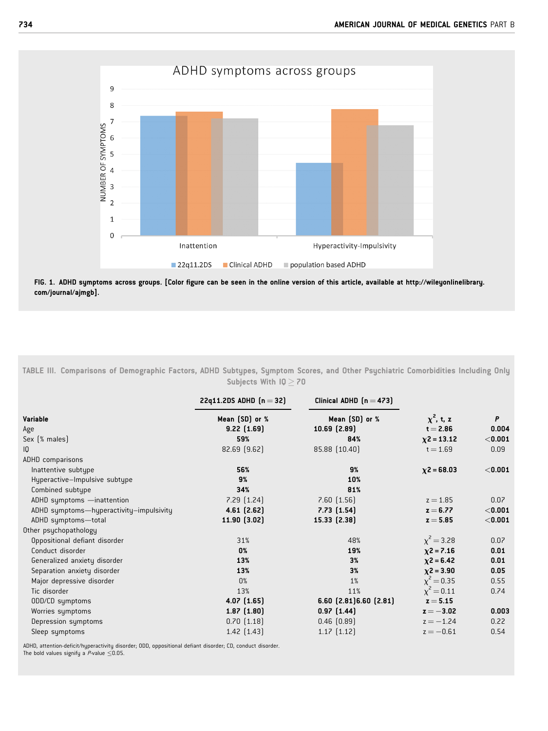FIG. 1. ADHD symptoms across groups. [Color figure can be seen in the online version of this article, available at http://wileyonlinelibrary.com/journal/ajmgb].

**TABLE III. Comparisons of Demographic Factors, ADHD Subtypes, Symptom Scores, and Other Psychiatric Comorbidities Including Only Subjects With IQ ≥ 70**

| | 22q11.2DS ADHD (n = 32) | Clinical ADHD (n = 473) | | |
|---|---|---|---|---|
| **Variable** | **Mean (SD) or %** | **Mean (SD) or %** | $\chi^2$, t, z | **P** |
| Age | **9.22 (1.69)** | **10.69 (2.89)** | **t = 2.86** | **0.004** |
| Sex (% males) | **59%** | **84%** | **χ2 = 13.12** | **<0.001** |
| IQ | 82.69 (9.62) | 85.88 (10.40) | t = 1.69 | 0.09 |
| ADHD comparisons | | | | |
| Inattentive subtype | **56%** | **9%** | **χ2 = 68.03** | **<0.001** |
| Hyperactive–Impulsive subtype | **9%** | **10%** | | |
| Combined subtype | **34%** | **81%** | | |
| ADHD symptoms —inattention | 7.29 (1.24) | 7.60 (1.56) | z = 1.85 | 0.07 |
| ADHD symptoms—hyperactivity–impulsivity | **4.61 (2.62)** | **7.73 (1.54)** | **z = 6.77** | **<0.001** |
| ADHD symptoms—total | **11.90 (3.02)** | **15.33 (2.38)** | **z = 5.85** | **<0.001** |
| Other psychopathology | | | | |
| Oppositional defiant disorder | 31% | 48% | $\chi^2 = 3.28$ | 0.07 |
| Conduct disorder | **0%** | **19%** | **χ2 = 7.16** | **0.01** |
| Generalized anxiety disorder | **13%** | **3%** | **χ2 = 6.42** | **0.01** |
| Separation anxiety disorder | **13%** | **3%** | **χ2 = 3.90** | **0.05** |
| Major depressive disorder | 0% | 1% | $\chi^2 = 0.35$ | 0.55 |
| Tic disorder | 13% | 11% | $\chi^2 = 0.11$ | 0.74 |
| ODD/CD symptoms | **4.07 (1.65)** | **6.60 (2.81)6.60 (2.81)** | **z = 5.15** | |
| Worries symptoms | **1.87 (1.80)** | **0.97 (1.44)** | **z = −3.02** | **0.003** |
| Depression symptoms | 0.70 (1.18) | 0.46 (0.89) | z = −1.24 | 0.22 |
| Sleep symptoms | 1.42 (1.43) | 1.17 (1.12) | z = −0.61 | 0.54 |

ADHD, attention-deficit/hyperactivity disorder; ODD, oppositional defiant disorder; CD, conduct disorder.
The bold values signify a *P*-value ≤0.05.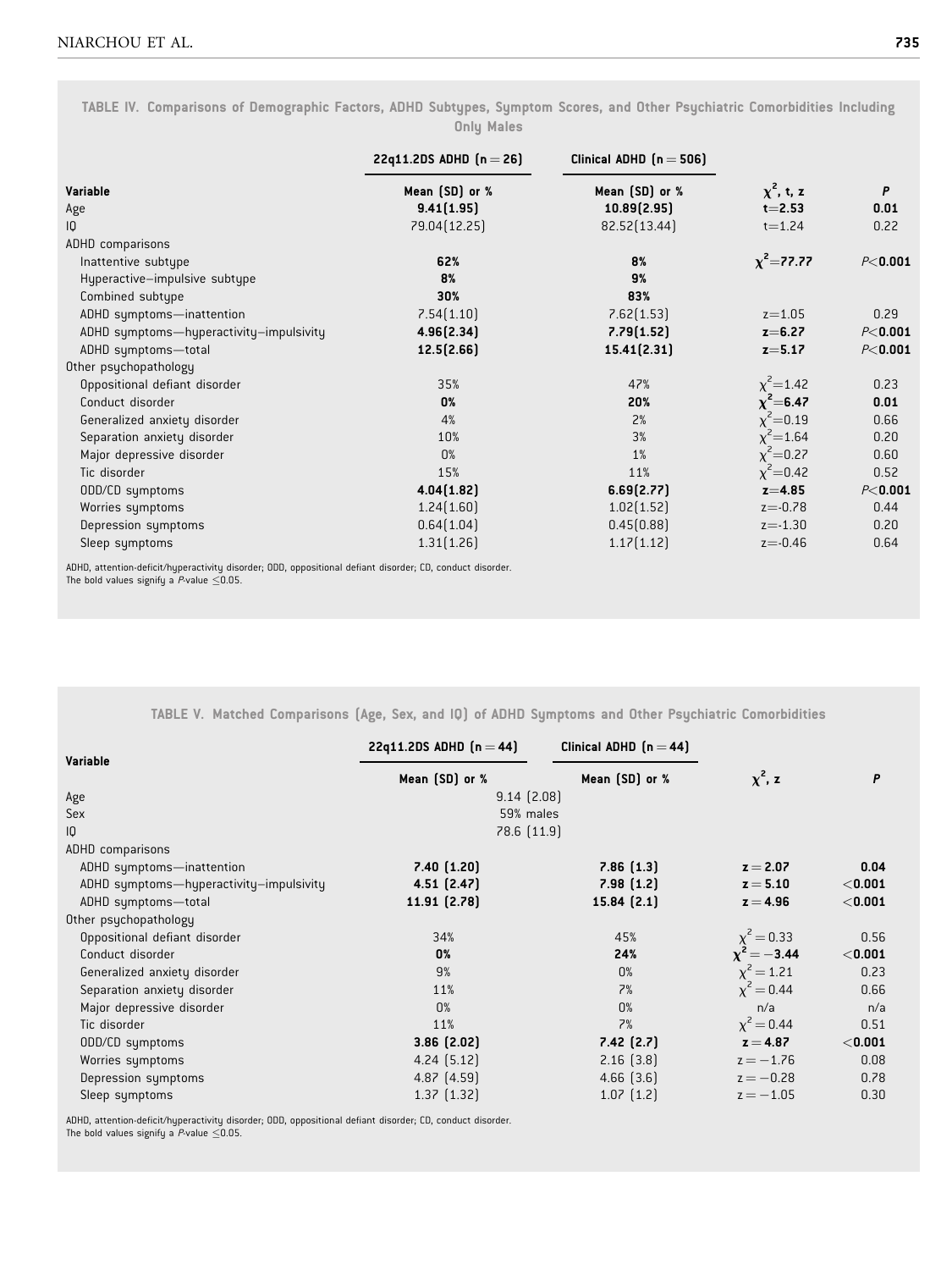TABLE IV. Comparisons of Demographic Factors, ADHD Subtypes, Symptom Scores, and Other Psychiatric Comorbidities Including Only Males

| Variable | 22q11.2DS ADHD (n = 26) Mean (SD) or % | Clinical ADHD (n = 506) Mean (SD) or % | $\chi^2$, t, z | P |
|---|---|---|---|---|
| Age | **9.41(1.95)** | **10.89(2.95)** | **t=2.53** | **0.01** |
| IQ | 79.04(12.25) | 82.52(13.44) | t=1.24 | 0.22 |
| ADHD comparisons | | | | |
| Inattentive subtype | **62%** | **8%** | **$\chi^2$=77.77** | **P<0.001** |
| Hyperactive–impulsive subtype | **8%** | **9%** | | |
| Combined subtype | **30%** | **83%** | | |
| ADHD symptoms—inattention | 7.54(1.10) | 7.62(1.53) | z=1.05 | 0.29 |
| ADHD symptoms—hyperactivity–impulsivity | **4.96(2.34)** | **7.79(1.52)** | **z=6.27** | **P<0.001** |
| ADHD symptoms—total | **12.5(2.66)** | **15.41(2.31)** | **z=5.17** | **P<0.001** |
| Other psychopathology | | | | |
| Oppositional defiant disorder | 35% | 47% | $\chi^2$=1.42 | 0.23 |
| Conduct disorder | **0%** | **20%** | **$\chi^2$=6.47** | **0.01** |
| Generalized anxiety disorder | 4% | 2% | $\chi^2$=0.19 | 0.66 |
| Separation anxiety disorder | 10% | 3% | $\chi^2$=1.64 | 0.20 |
| Major depressive disorder | 0% | 1% | $\chi^2$=0.27 | 0.60 |
| Tic disorder | 15% | 11% | $\chi^2$=0.42 | 0.52 |
| ODD/CD symptoms | **4.04(1.82)** | **6.69(2.77)** | **z=4.85** | **P<0.001** |
| Worries symptoms | 1.24(1.60) | 1.02(1.52) | z=-0.78 | 0.44 |
| Depression symptoms | 0.64(1.04) | 0.45(0.88) | z=-1.30 | 0.20 |
| Sleep symptoms | 1.31(1.26) | 1.17(1.12) | z=-0.46 | 0.64 |

ADHD, attention-deficit/hyperactivity disorder; ODD, oppositional defiant disorder; CD, conduct disorder.
The bold values signify a P-value ≤0.05.

TABLE V. Matched Comparisons (Age, Sex, and IQ) of ADHD Symptoms and Other Psychiatric Comorbidities

| Variable | 22q11.2DS ADHD (n = 44) Mean (SD) or % | Clinical ADHD (n = 44) Mean (SD) or % | $\chi^2$, z | P |
|---|---|---|---|---|
| Age | 9.14 (2.08) | | | |
| Sex | 59% males | | | |
| IQ | 78.6 (11.9) | | | |
| ADHD comparisons | | | | |
| ADHD symptoms—inattention | **7.40 (1.20)** | **7.86 (1.3)** | **z = 2.07** | **0.04** |
| ADHD symptoms—hyperactivity–impulsivity | **4.51 (2.47)** | **7.98 (1.2)** | **z = 5.10** | **<0.001** |
| ADHD symptoms—total | **11.91 (2.78)** | **15.84 (2.1)** | **z = 4.96** | **<0.001** |
| Other psychopathology | | | | |
| Oppositional defiant disorder | 34% | 45% | $\chi^2$ = 0.33 | 0.56 |
| Conduct disorder | **0%** | **24%** | **$\chi^2$ = −3.44** | **<0.001** |
| Generalized anxiety disorder | 9% | 0% | $\chi^2$ = 1.21 | 0.23 |
| Separation anxiety disorder | 11% | 7% | $\chi^2$ = 0.44 | 0.66 |
| Major depressive disorder | 0% | 0% | n/a | n/a |
| Tic disorder | 11% | 7% | $\chi^2$ = 0.44 | 0.51 |
| ODD/CD symptoms | **3.86 (2.02)** | **7.42 (2.7)** | **z = 4.87** | **<0.001** |
| Worries symptoms | 4.24 (5.12) | 2.16 (3.8) | z = −1.76 | 0.08 |
| Depression symptoms | 4.87 (4.59) | 4.66 (3.6) | z = −0.28 | 0.78 |
| Sleep symptoms | 1.37 (1.32) | 1.07 (1.2) | z = −1.05 | 0.30 |

ADHD, attention-deficit/hyperactivity disorder; ODD, oppositional defiant disorder; CD, conduct disorder.
The bold values signify a P-value ≤0.05.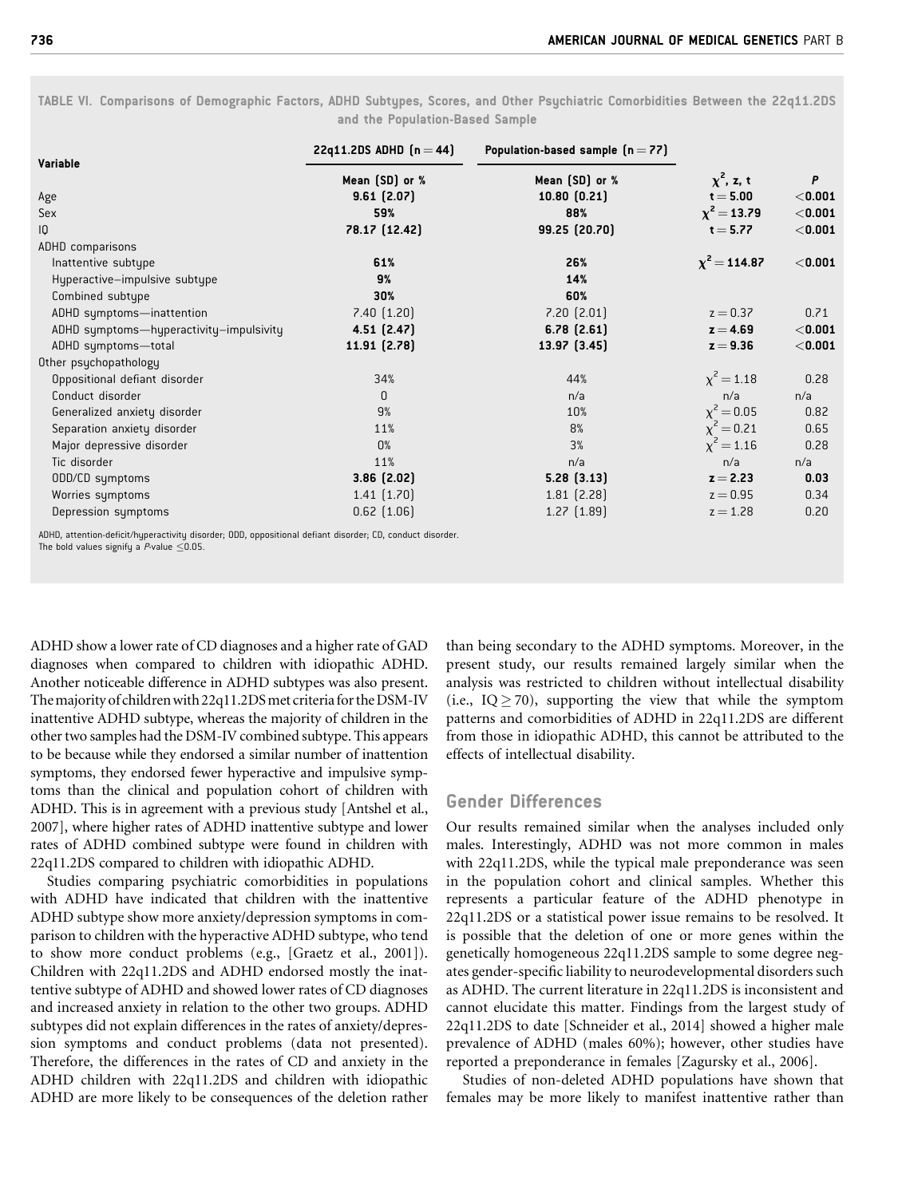TABLE VI. Comparisons of Demographic Factors, ADHD Subtypes, Scores, and Other Psychiatric Comorbidities Between the 22q11.2DS and the Population-Based Sample

| Variable | 22q11.2DS ADHD (n = 44) | Population-based sample (n = 77) | | |
|---|---|---|---|---|
| | Mean (SD) or % | Mean (SD) or % | $\chi^2$, z, t | P |
| Age | **9.61 (2.07)** | **10.80 (0.21)** | **t = 5.00** | **<0.001** |
| Sex | **59%** | **88%** | **$\chi^2$ = 13.79** | **<0.001** |
| IQ | **78.17 (12.42)** | **99.25 (20.70)** | **t = 5.77** | **<0.001** |
| ADHD comparisons | | | | |
| Inattentive subtype | **61%** | **26%** | **$\chi^2$ = 114.87** | **<0.001** |
| Hyperactive–impulsive subtype | **9%** | **14%** | | |
| Combined subtype | **30%** | **60%** | | |
| ADHD symptoms—inattention | 7.40 (1.20) | 7.20 (2.01) | z = 0.37 | 0.71 |
| ADHD symptoms—hyperactivity–impulsivity | **4.51 (2.47)** | **6.78 (2.61)** | **z = 4.69** | **<0.001** |
| ADHD symptoms—total | **11.91 (2.78)** | **13.97 (3.45)** | **z = 9.36** | **<0.001** |
| Other psychopathology | | | | |
| Oppositional defiant disorder | 34% | 44% | $\chi^2$ = 1.18 | 0.28 |
| Conduct disorder | 0 | n/a | n/a | n/a |
| Generalized anxiety disorder | 9% | 10% | $\chi^2$ = 0.05 | 0.82 |
| Separation anxiety disorder | 11% | 8% | $\chi^2$ = 0.21 | 0.65 |
| Major depressive disorder | 0% | 3% | $\chi^2$ = 1.16 | 0.28 |
| Tic disorder | 11% | n/a | n/a | n/a |
| ODD/CD symptoms | **3.86 (2.02)** | **5.28 (3.13)** | **z = 2.23** | **0.03** |
| Worries symptoms | 1.41 (1.70) | 1.81 (2.28) | z = 0.95 | 0.34 |
| Depression symptoms | 0.62 (1.06) | 1.27 (1.89) | z = 1.28 | 0.20 |

ADHD, attention-deficit/hyperactivity disorder; ODD, oppositional defiant disorder; CD, conduct disorder.
The bold values signify a P-value ≤0.05.

ADHD show a lower rate of CD diagnoses and a higher rate of GAD diagnoses when compared to children with idiopathic ADHD. Another noticeable difference in ADHD subtypes was also present. The majority of children with 22q11.2DS met criteria for the DSM-IV inattentive ADHD subtype, whereas the majority of children in the other two samples had the DSM-IV combined subtype. This appears to be because while they endorsed a similar number of inattention symptoms, they endorsed fewer hyperactive and impulsive symptoms than the clinical and population cohort of children with ADHD. This is in agreement with a previous study [Antshel et al., 2007], where higher rates of ADHD inattentive subtype and lower rates of ADHD combined subtype were found in children with 22q11.2DS compared to children with idiopathic ADHD.

Studies comparing psychiatric comorbidities in populations with ADHD have indicated that children with the inattentive ADHD subtype show more anxiety/depression symptoms in comparison to children with the hyperactive ADHD subtype, who tend to show more conduct problems (e.g., [Graetz et al., 2001]). Children with 22q11.2DS and ADHD endorsed mostly the inattentive subtype of ADHD and showed lower rates of CD diagnoses and increased anxiety in relation to the other two groups. ADHD subtypes did not explain differences in the rates of anxiety/depression symptoms and conduct problems (data not presented). Therefore, the differences in the rates of CD and anxiety in the ADHD children with 22q11.2DS and children with idiopathic ADHD are more likely to be consequences of the deletion rather than being secondary to the ADHD symptoms. Moreover, in the present study, our results remained largely similar when the analysis was restricted to children without intellectual disability (i.e., IQ ≥ 70), supporting the view that while the symptom patterns and comorbidities of ADHD in 22q11.2DS are different from those in idiopathic ADHD, this cannot be attributed to the effects of intellectual disability.

## Gender Differences

Our results remained similar when the analyses included only males. Interestingly, ADHD was not more common in males with 22q11.2DS, while the typical male preponderance was seen in the population cohort and clinical samples. Whether this represents a particular feature of the ADHD phenotype in 22q11.2DS or a statistical power issue remains to be resolved. It is possible that the deletion of one or more genes within the genetically homogeneous 22q11.2DS sample to some degree negates gender-specific liability to neurodevelopmental disorders such as ADHD. The current literature in 22q11.2DS is inconsistent and cannot elucidate this matter. Findings from the largest study of 22q11.2DS to date [Schneider et al., 2014] showed a higher male prevalence of ADHD (males 60%); however, other studies have reported a preponderance in females [Zagursky et al., 2006].

Studies of non-deleted ADHD populations have shown that females may be more likely to manifest inattentive rather than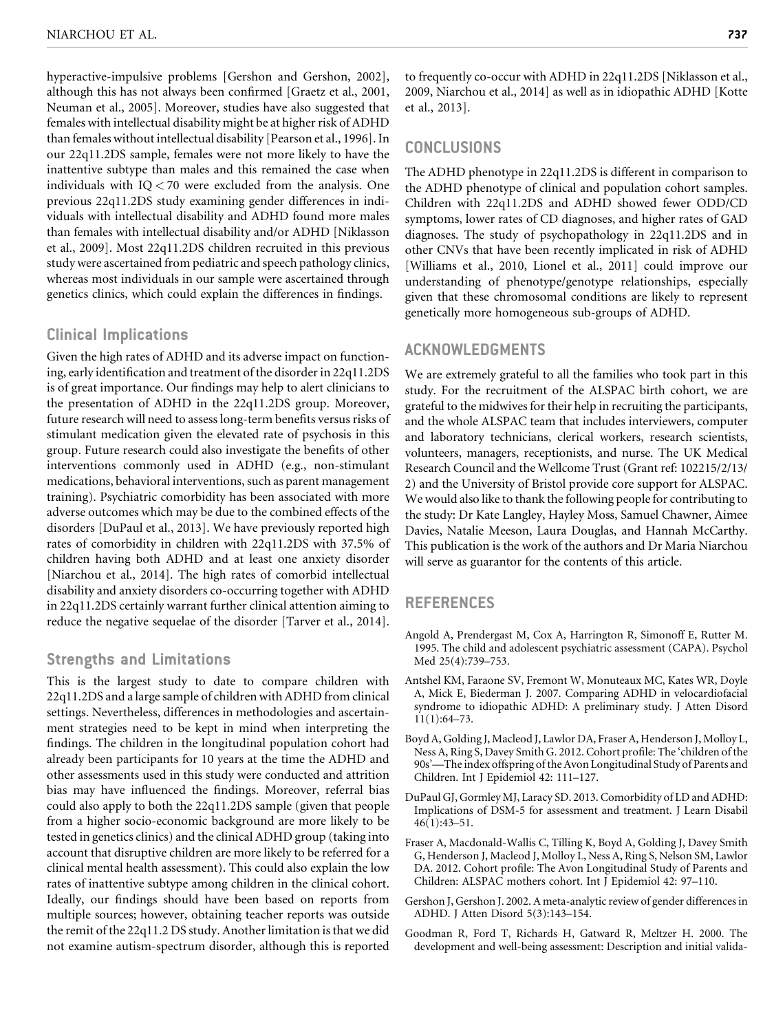hyperactive-impulsive problems [Gershon and Gershon, 2002], although this has not always been confirmed [Graetz et al., 2001, Neuman et al., 2005]. Moreover, studies have also suggested that females with intellectual disability might be at higher risk of ADHD than females without intellectual disability [Pearson et al., 1996]. In our 22q11.2DS sample, females were not more likely to have the inattentive subtype than males and this remained the case when individuals with IQ < 70 were excluded from the analysis. One previous 22q11.2DS study examining gender differences in individuals with intellectual disability and ADHD found more males than females with intellectual disability and/or ADHD [Niklasson et al., 2009]. Most 22q11.2DS children recruited in this previous study were ascertained from pediatric and speech pathology clinics, whereas most individuals in our sample were ascertained through genetics clinics, which could explain the differences in findings.

### Clinical Implications

Given the high rates of ADHD and its adverse impact on functioning, early identification and treatment of the disorder in 22q11.2DS is of great importance. Our findings may help to alert clinicians to the presentation of ADHD in the 22q11.2DS group. Moreover, future research will need to assess long-term benefits versus risks of stimulant medication given the elevated rate of psychosis in this group. Future research could also investigate the benefits of other interventions commonly used in ADHD (e.g., non-stimulant medications, behavioral interventions, such as parent management training). Psychiatric comorbidity has been associated with more adverse outcomes which may be due to the combined effects of the disorders [DuPaul et al., 2013]. We have previously reported high rates of comorbidity in children with 22q11.2DS with 37.5% of children having both ADHD and at least one anxiety disorder [Niarchou et al., 2014]. The high rates of comorbid intellectual disability and anxiety disorders co-occurring together with ADHD in 22q11.2DS certainly warrant further clinical attention aiming to reduce the negative sequelae of the disorder [Tarver et al., 2014].

### Strengths and Limitations

This is the largest study to date to compare children with 22q11.2DS and a large sample of children with ADHD from clinical settings. Nevertheless, differences in methodologies and ascertainment strategies need to be kept in mind when interpreting the findings. The children in the longitudinal population cohort had already been participants for 10 years at the time the ADHD and other assessments used in this study were conducted and attrition bias may have influenced the findings. Moreover, referral bias could also apply to both the 22q11.2DS sample (given that people from a higher socio-economic background are more likely to be tested in genetics clinics) and the clinical ADHD group (taking into account that disruptive children are more likely to be referred for a clinical mental health assessment). This could also explain the low rates of inattentive subtype among children in the clinical cohort. Ideally, our findings should have been based on reports from multiple sources; however, obtaining teacher reports was outside the remit of the 22q11.2 DS study. Another limitation is that we did not examine autism-spectrum disorder, although this is reported to frequently co-occur with ADHD in 22q11.2DS [Niklasson et al., 2009, Niarchou et al., 2014] as well as in idiopathic ADHD [Kotte et al., 2013].

## CONCLUSIONS

The ADHD phenotype in 22q11.2DS is different in comparison to the ADHD phenotype of clinical and population cohort samples. Children with 22q11.2DS and ADHD showed fewer ODD/CD symptoms, lower rates of CD diagnoses, and higher rates of GAD diagnoses. The study of psychopathology in 22q11.2DS and in other CNVs that have been recently implicated in risk of ADHD [Williams et al., 2010, Lionel et al., 2011] could improve our understanding of phenotype/genotype relationships, especially given that these chromosomal conditions are likely to represent genetically more homogeneous sub-groups of ADHD.

## ACKNOWLEDGMENTS

We are extremely grateful to all the families who took part in this study. For the recruitment of the ALSPAC birth cohort, we are grateful to the midwives for their help in recruiting the participants, and the whole ALSPAC team that includes interviewers, computer and laboratory technicians, clerical workers, research scientists, volunteers, managers, receptionists, and nurse. The UK Medical Research Council and the Wellcome Trust (Grant ref: 102215/2/13/2) and the University of Bristol provide core support for ALSPAC. We would also like to thank the following people for contributing to the study: Dr Kate Langley, Hayley Moss, Samuel Chawner, Aimee Davies, Natalie Meeson, Laura Douglas, and Hannah McCarthy. This publication is the work of the authors and Dr Maria Niarchou will serve as guarantor for the contents of this article.

## REFERENCES

Angold A, Prendergast M, Cox A, Harrington R, Simonoff E, Rutter M. 1995. The child and adolescent psychiatric assessment (CAPA). Psychol Med 25(4):739–753.

Antshel KM, Faraone SV, Fremont W, Monuteaux MC, Kates WR, Doyle A, Mick E, Biederman J. 2007. Comparing ADHD in velocardiofacial syndrome to idiopathic ADHD: A preliminary study. J Atten Disord 11(1):64–73.

Boyd A, Golding J, Macleod J, Lawlor DA, Fraser A, Henderson J, Molloy L, Ness A, Ring S, Davey Smith G. 2012. Cohort profile: The 'children of the 90s'—The index offspring of the Avon Longitudinal Study of Parents and Children. Int J Epidemiol 42: 111–127.

DuPaul GJ, Gormley MJ, Laracy SD. 2013. Comorbidity of LD and ADHD: Implications of DSM-5 for assessment and treatment. J Learn Disabil 46(1):43–51.

Fraser A, Macdonald-Wallis C, Tilling K, Boyd A, Golding J, Davey Smith G, Henderson J, Macleod J, Molloy L, Ness A, Ring S, Nelson SM, Lawlor DA. 2012. Cohort profile: The Avon Longitudinal Study of Parents and Children: ALSPAC mothers cohort. Int J Epidemiol 42: 97–110.

Gershon J, Gershon J. 2002. A meta-analytic review of gender differences in ADHD. J Atten Disord 5(3):143–154.

Goodman R, Ford T, Richards H, Gatward R, Meltzer H. 2000. The development and well-being assessment: Description and initial valida-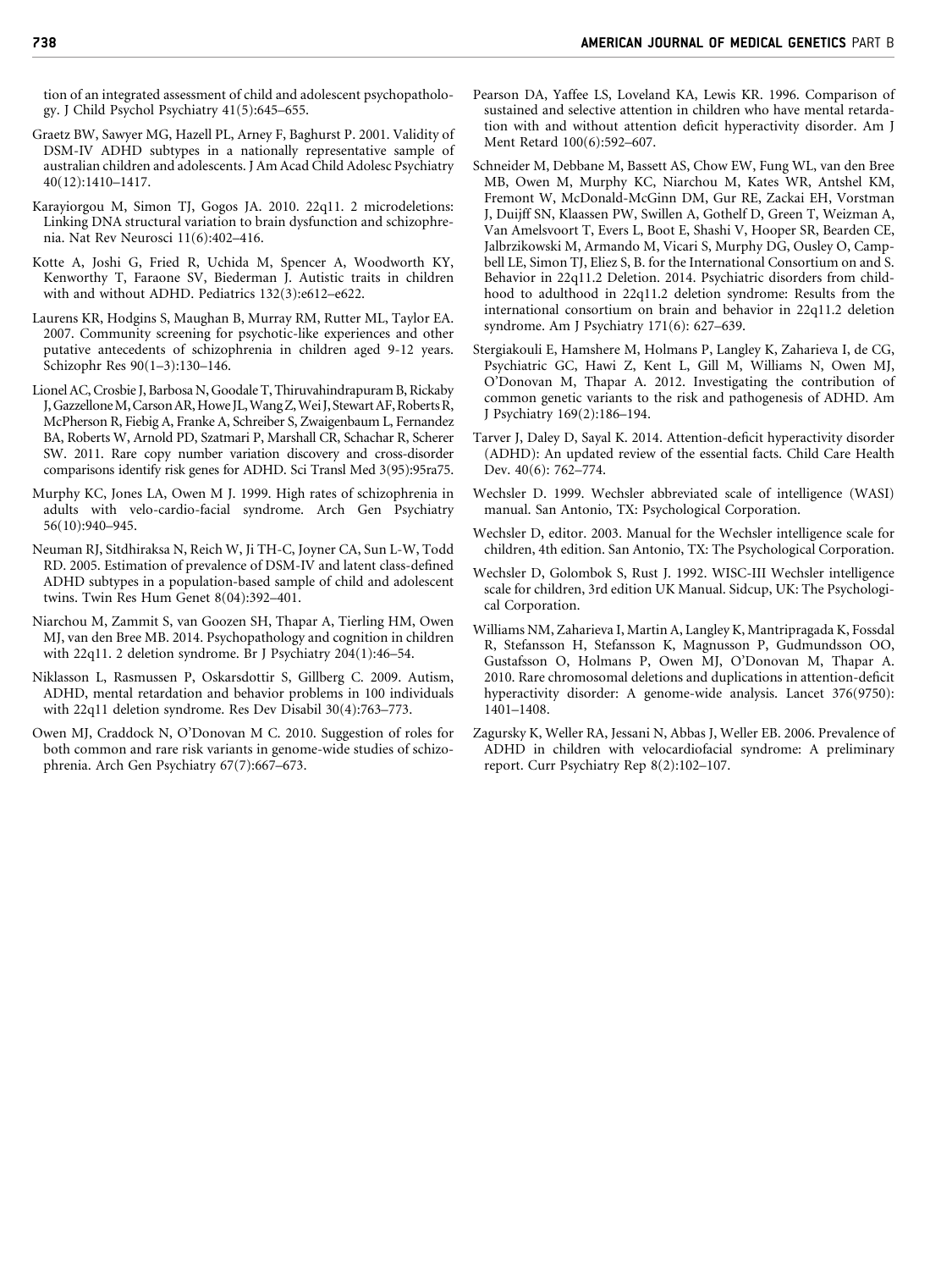tion of an integrated assessment of child and adolescent psychopathology. J Child Psychol Psychiatry 41(5):645–655.

Graetz BW, Sawyer MG, Hazell PL, Arney F, Baghurst P. 2001. Validity of DSM-IV ADHD subtypes in a nationally representative sample of australian children and adolescents. J Am Acad Child Adolesc Psychiatry 40(12):1410–1417.

Karayiorgou M, Simon TJ, Gogos JA. 2010. 22q11. 2 microdeletions: Linking DNA structural variation to brain dysfunction and schizophrenia. Nat Rev Neurosci 11(6):402–416.

Kotte A, Joshi G, Fried R, Uchida M, Spencer A, Woodworth KY, Kenworthy T, Faraone SV, Biederman J. Autistic traits in children with and without ADHD. Pediatrics 132(3):e612–e622.

Laurens KR, Hodgins S, Maughan B, Murray RM, Rutter ML, Taylor EA. 2007. Community screening for psychotic-like experiences and other putative antecedents of schizophrenia in children aged 9-12 years. Schizophr Res 90(1–3):130–146.

Lionel AC, Crosbie J, Barbosa N, Goodale T, Thiruvahindrapuram B, Rickaby J, Gazzellone M, Carson AR, Howe JL, Wang Z, Wei J, Stewart AF, Roberts R, McPherson R, Fiebig A, Franke A, Schreiber S, Zwaigenbaum L, Fernandez BA, Roberts W, Arnold PD, Szatmari P, Marshall CR, Schachar R, Scherer SW. 2011. Rare copy number variation discovery and cross-disorder comparisons identify risk genes for ADHD. Sci Transl Med 3(95):95ra75.

Murphy KC, Jones LA, Owen M J. 1999. High rates of schizophrenia in adults with velo-cardio-facial syndrome. Arch Gen Psychiatry 56(10):940–945.

Neuman RJ, Sitdhiraksa N, Reich W, Ji TH-C, Joyner CA, Sun L-W, Todd RD. 2005. Estimation of prevalence of DSM-IV and latent class-defined ADHD subtypes in a population-based sample of child and adolescent twins. Twin Res Hum Genet 8(04):392–401.

Niarchou M, Zammit S, van Goozen SH, Thapar A, Tierling HM, Owen MJ, van den Bree MB. 2014. Psychopathology and cognition in children with 22q11. 2 deletion syndrome. Br J Psychiatry 204(1):46–54.

Niklasson L, Rasmussen P, Oskarsdottir S, Gillberg C. 2009. Autism, ADHD, mental retardation and behavior problems in 100 individuals with 22q11 deletion syndrome. Res Dev Disabil 30(4):763–773.

Owen MJ, Craddock N, O'Donovan M C. 2010. Suggestion of roles for both common and rare risk variants in genome-wide studies of schizophrenia. Arch Gen Psychiatry 67(7):667–673.

Pearson DA, Yaffee LS, Loveland KA, Lewis KR. 1996. Comparison of sustained and selective attention in children who have mental retardation with and without attention deficit hyperactivity disorder. Am J Ment Retard 100(6):592–607.

Schneider M, Debbane M, Bassett AS, Chow EW, Fung WL, van den Bree MB, Owen M, Murphy KC, Niarchou M, Kates WR, Antshel KM, Fremont W, McDonald-McGinn DM, Gur RE, Zackai EH, Vorstman J, Duijff SN, Klaassen PW, Swillen A, Gothelf D, Green T, Weizman A, Van Amelsvoort T, Evers L, Boot E, Shashi V, Hooper SR, Bearden CE, Jalbrzikowski M, Armando M, Vicari S, Murphy DG, Ousley O, Campbell LE, Simon TJ, Eliez S, B. for the International Consortium on and S. Behavior in 22q11.2 Deletion. 2014. Psychiatric disorders from childhood to adulthood in 22q11.2 deletion syndrome: Results from the international consortium on brain and behavior in 22q11.2 deletion syndrome. Am J Psychiatry 171(6): 627–639.

Stergiakouli E, Hamshere M, Holmans P, Langley K, Zaharieva I, de CG, Psychiatric GC, Hawi Z, Kent L, Gill M, Williams N, Owen MJ, O'Donovan M, Thapar A. 2012. Investigating the contribution of common genetic variants to the risk and pathogenesis of ADHD. Am J Psychiatry 169(2):186–194.

Tarver J, Daley D, Sayal K. 2014. Attention-deficit hyperactivity disorder (ADHD): An updated review of the essential facts. Child Care Health Dev. 40(6): 762–774.

Wechsler D. 1999. Wechsler abbreviated scale of intelligence (WASI) manual. San Antonio, TX: Psychological Corporation.

Wechsler D, editor. 2003. Manual for the Wechsler intelligence scale for children, 4th edition. San Antonio, TX: The Psychological Corporation.

Wechsler D, Golombok S, Rust J. 1992. WISC-III Wechsler intelligence scale for children, 3rd edition UK Manual. Sidcup, UK: The Psychological Corporation.

Williams NM, Zaharieva I, Martin A, Langley K, Mantripragada K, Fossdal R, Stefansson H, Stefansson K, Magnusson P, Gudmundsson OO, Gustafsson O, Holmans P, Owen MJ, O'Donovan M, Thapar A. 2010. Rare chromosomal deletions and duplications in attention-deficit hyperactivity disorder: A genome-wide analysis. Lancet 376(9750): 1401–1408.

Zagursky K, Weller RA, Jessani N, Abbas J, Weller EB. 2006. Prevalence of ADHD in children with velocardiofacial syndrome: A preliminary report. Curr Psychiatry Rep 8(2):102–107.